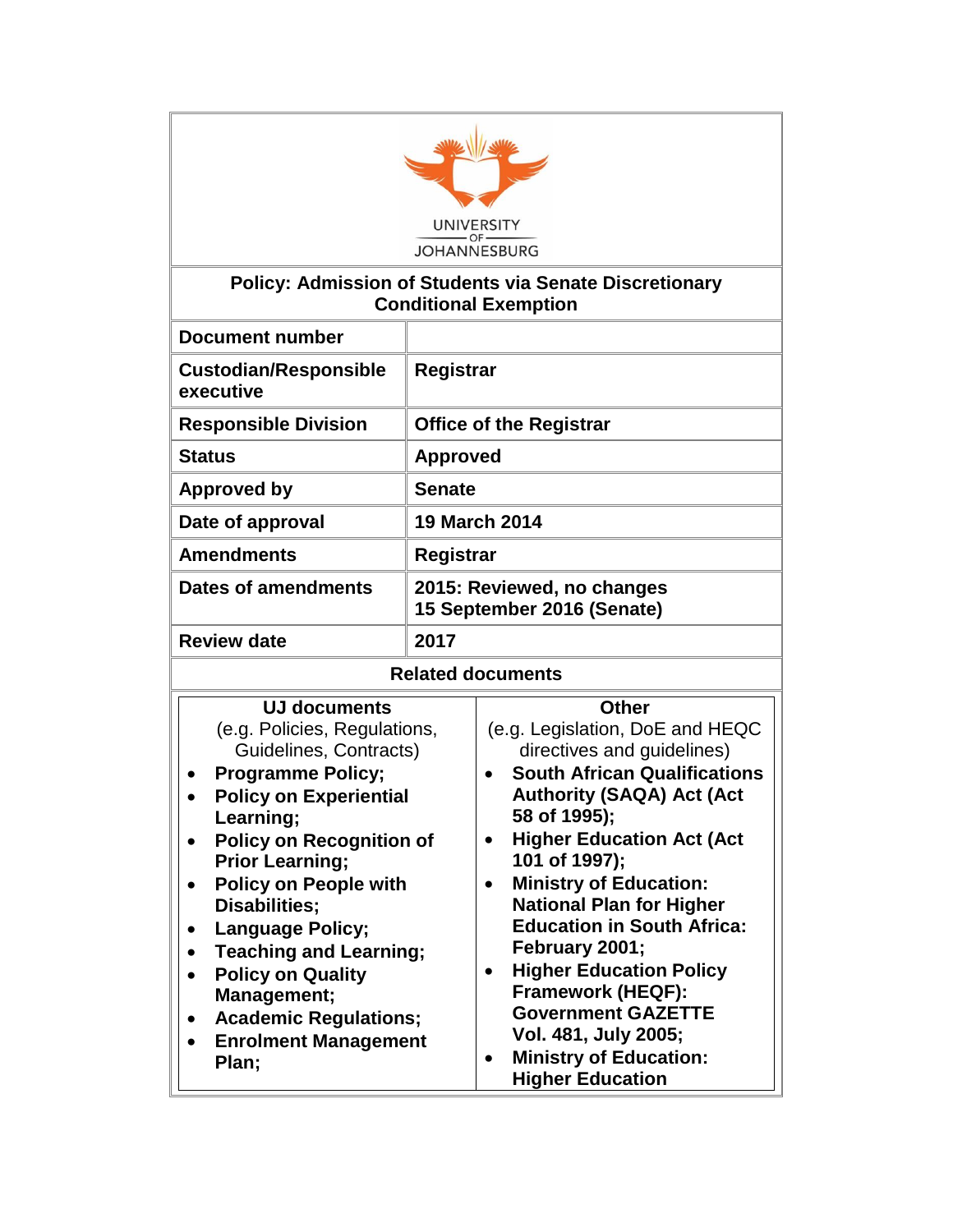UNIVERSITY OF JOHANNESBURG

# Policy: Admission of Students via Senate Discretionary Conditional Exemption

| | |
|---|---|
| **Document number** | |
| **Custodian/Responsible executive** | **Registrar** |
| **Responsible Division** | **Office of the Registrar** |
| **Status** | **Approved** |
| **Approved by** | **Senate** |
| **Date of approval** | **19 March 2014** |
| **Amendments** | **Registrar** |
| **Dates of amendments** | **2015: Reviewed, no changes**<br>**15 September 2016 (Senate)** |
| **Review date** | **2017** |

**Related documents**

| **UJ documents**<br>(e.g. Policies, Regulations, Guidelines, Contracts) | **Other**<br>(e.g. Legislation, DoE and HEQC directives and guidelines) |
|---|---|
| • **Programme Policy;**<br>• **Policy on Experiential Learning;**<br>• **Policy on Recognition of Prior Learning;**<br>• **Policy on People with Disabilities;**<br>• **Language Policy;**<br>• **Teaching and Learning;**<br>• **Policy on Quality Management;**<br>• **Academic Regulations;**<br>• **Enrolment Management Plan;** | • **South African Qualifications Authority (SAQA) Act (Act 58 of 1995);**<br>• **Higher Education Act (Act 101 of 1997);**<br>• **Ministry of Education: National Plan for Higher Education in South Africa: February 2001;**<br>• **Higher Education Policy Framework (HEQF): Government GAZETTE Vol. 481, July 2005;**<br>• **Ministry of Education: Higher Education** |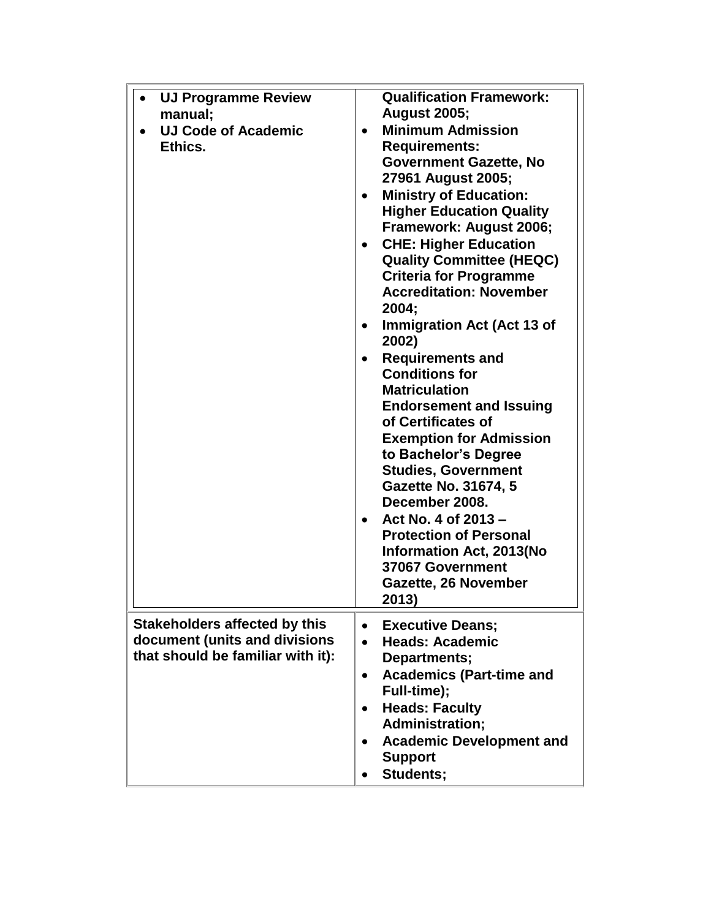| | |
|---|---|
| • **UJ Programme Review manual;**<br>• **UJ Code of Academic Ethics.** | **Qualification Framework: August 2005;**<br>• **Minimum Admission Requirements: Government Gazette, No 27961 August 2005;**<br>• **Ministry of Education: Higher Education Quality Framework: August 2006;**<br>• **CHE: Higher Education Quality Committee (HEQC) Criteria for Programme Accreditation: November 2004;**<br>• **Immigration Act (Act 13 of 2002)**<br>• **Requirements and Conditions for Matriculation Endorsement and Issuing of Certificates of Exemption for Admission to Bachelor's Degree Studies, Government Gazette No. 31674, 5 December 2008.**<br>• **Act No. 4 of 2013 – Protection of Personal Information Act, 2013(No 37067 Government Gazette, 26 November 2013)** |
| **Stakeholders affected by this document (units and divisions that should be familiar with it):** | • **Executive Deans;**<br>• **Heads: Academic Departments;**<br>• **Academics (Part-time and Full-time);**<br>• **Heads: Faculty Administration;**<br>• **Academic Development and Support**<br>• **Students;** |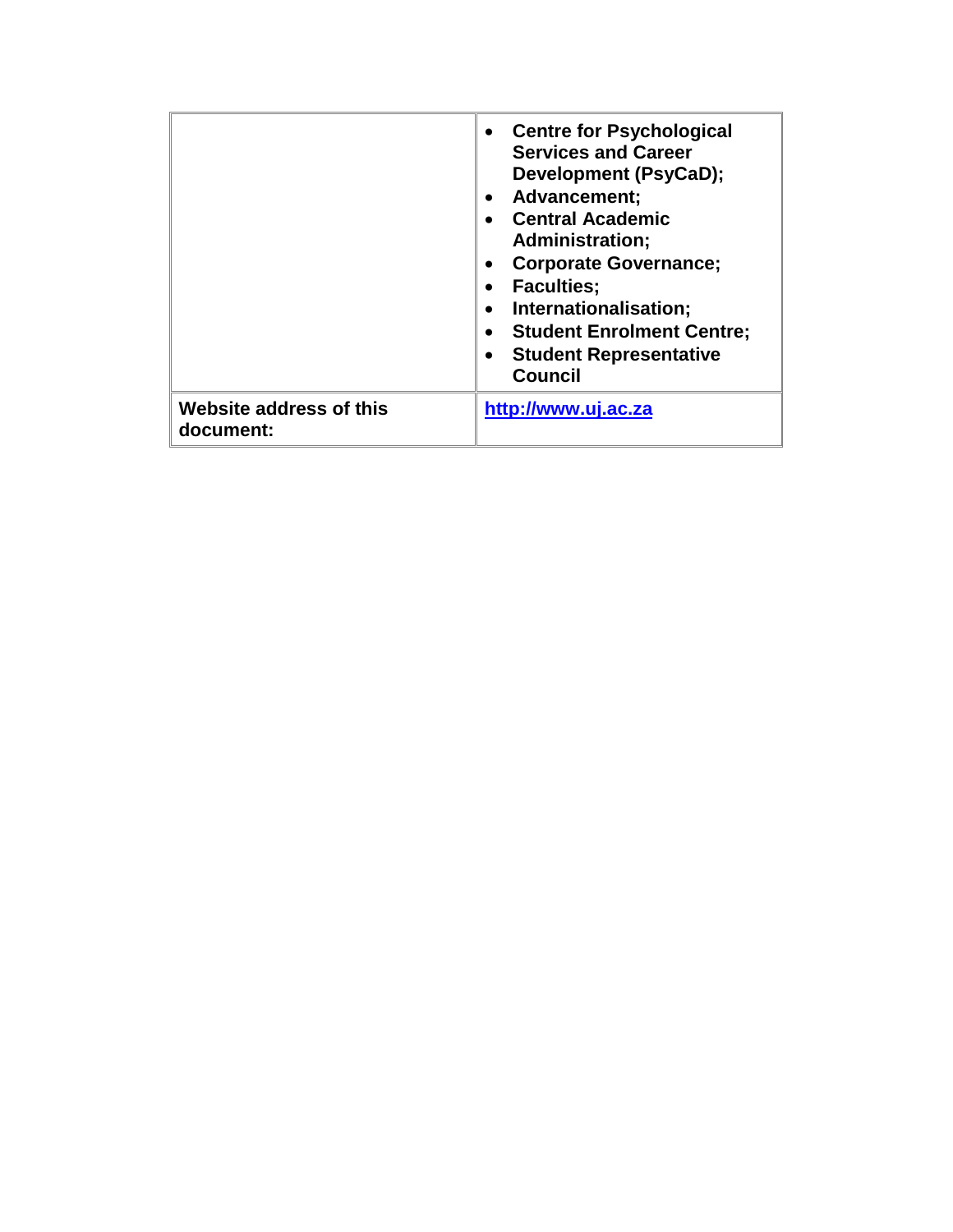| | |
|---|---|
| | • **Centre for Psychological Services and Career Development (PsyCaD);** • **Advancement;** • **Central Academic Administration;** • **Corporate Governance;** • **Faculties;** • **Internationalisation;** • **Student Enrolment Centre;** • **Student Representative Council** |
| **Website address of this document:** | **http://www.uj.ac.za** |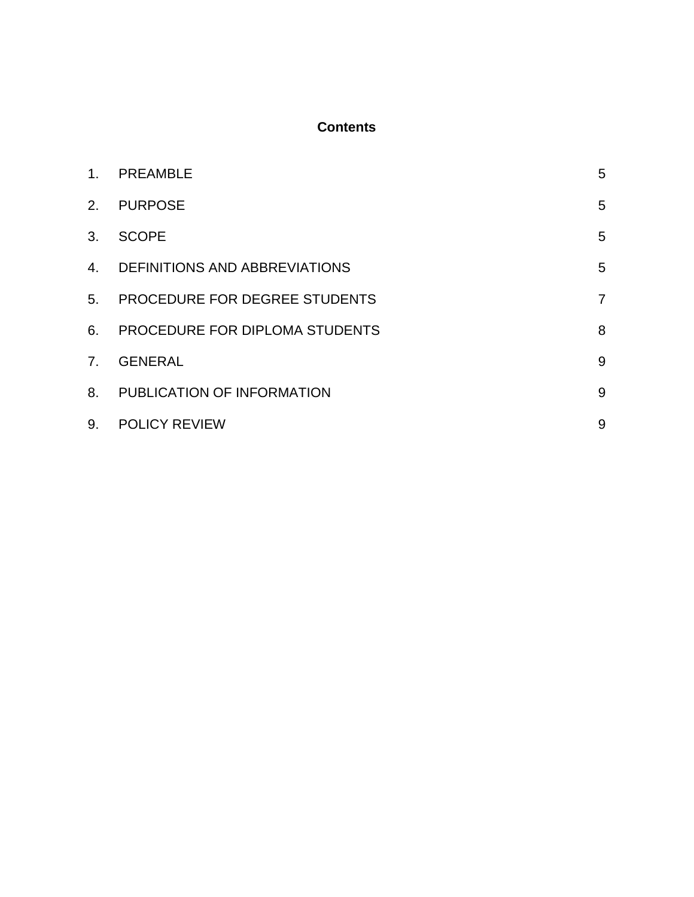# Contents

| | | |
|---|---|---|
| 1. | PREAMBLE | 5 |
| 2. | PURPOSE | 5 |
| 3. | SCOPE | 5 |
| 4. | DEFINITIONS AND ABBREVIATIONS | 5 |
| 5. | PROCEDURE FOR DEGREE STUDENTS | 7 |
| 6. | PROCEDURE FOR DIPLOMA STUDENTS | 8 |
| 7. | GENERAL | 9 |
| 8. | PUBLICATION OF INFORMATION | 9 |
| 9. | POLICY REVIEW | 9 |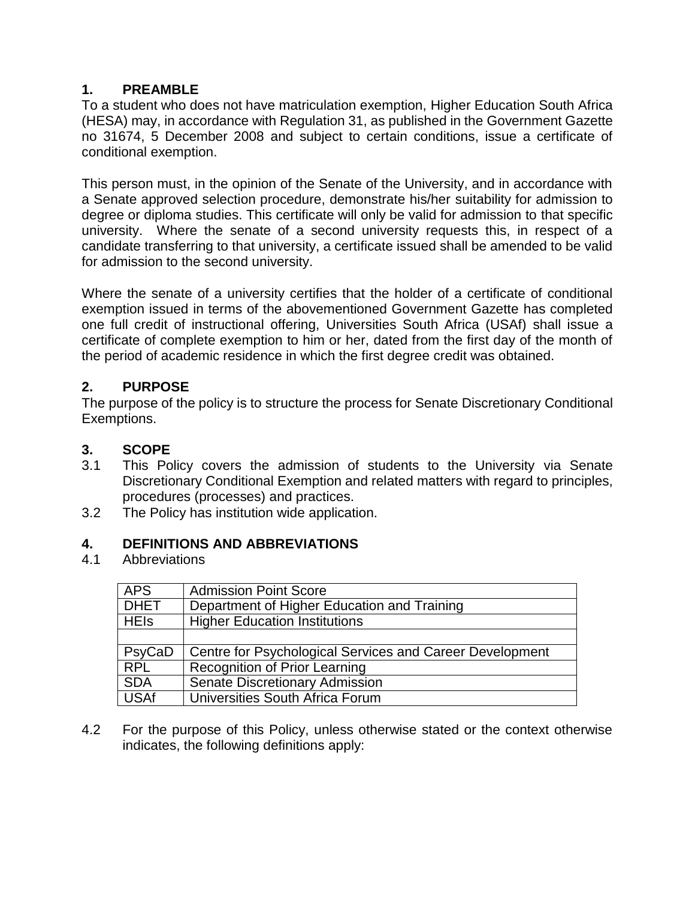## 1. PREAMBLE

To a student who does not have matriculation exemption, Higher Education South Africa (HESA) may, in accordance with Regulation 31, as published in the Government Gazette no 31674, 5 December 2008 and subject to certain conditions, issue a certificate of conditional exemption.

This person must, in the opinion of the Senate of the University, and in accordance with a Senate approved selection procedure, demonstrate his/her suitability for admission to degree or diploma studies. This certificate will only be valid for admission to that specific university. Where the senate of a second university requests this, in respect of a candidate transferring to that university, a certificate issued shall be amended to be valid for admission to the second university.

Where the senate of a university certifies that the holder of a certificate of conditional exemption issued in terms of the abovementioned Government Gazette has completed one full credit of instructional offering, Universities South Africa (USAf) shall issue a certificate of complete exemption to him or her, dated from the first day of the month of the period of academic residence in which the first degree credit was obtained.

## 2. PURPOSE

The purpose of the policy is to structure the process for Senate Discretionary Conditional Exemptions.

## 3. SCOPE

3.1 This Policy covers the admission of students to the University via Senate Discretionary Conditional Exemption and related matters with regard to principles, procedures (processes) and practices.

3.2 The Policy has institution wide application.

## 4. DEFINITIONS AND ABBREVIATIONS

4.1 Abbreviations

| APS | Admission Point Score |
|---|---|
| DHET | Department of Higher Education and Training |
| HEIs | Higher Education Institutions |
| | |
| PsyCaD | Centre for Psychological Services and Career Development |
| RPL | Recognition of Prior Learning |
| SDA | Senate Discretionary Admission |
| USAf | Universities South Africa Forum |

4.2 For the purpose of this Policy, unless otherwise stated or the context otherwise indicates, the following definitions apply: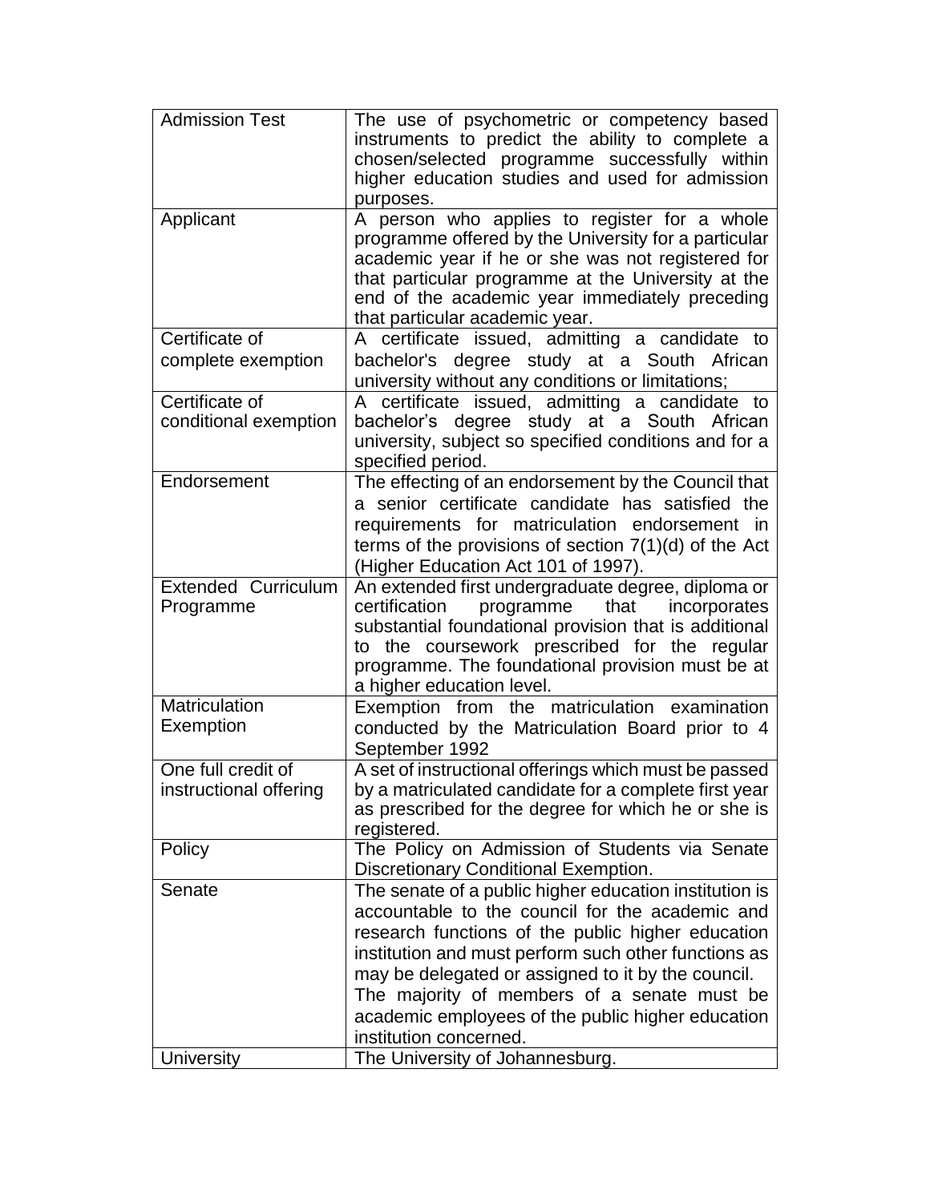| Admission Test | The use of psychometric or competency based instruments to predict the ability to complete a chosen/selected programme successfully within higher education studies and used for admission purposes. |
|---|---|
| Applicant | A person who applies to register for a whole programme offered by the University for a particular academic year if he or she was not registered for that particular programme at the University at the end of the academic year immediately preceding that particular academic year. |
| Certificate of complete exemption | A certificate issued, admitting a candidate to bachelor's degree study at a South African university without any conditions or limitations; |
| Certificate of conditional exemption | A certificate issued, admitting a candidate to bachelor's degree study at a South African university, subject so specified conditions and for a specified period. |
| Endorsement | The effecting of an endorsement by the Council that a senior certificate candidate has satisfied the requirements for matriculation endorsement in terms of the provisions of section 7(1)(d) of the Act (Higher Education Act 101 of 1997). |
| Extended Curriculum Programme | An extended first undergraduate degree, diploma or certification programme that incorporates substantial foundational provision that is additional to the coursework prescribed for the regular programme. The foundational provision must be at a higher education level. |
| Matriculation Exemption | Exemption from the matriculation examination conducted by the Matriculation Board prior to 4 September 1992 |
| One full credit of instructional offering | A set of instructional offerings which must be passed by a matriculated candidate for a complete first year as prescribed for the degree for which he or she is registered. |
| Policy | The Policy on Admission of Students via Senate Discretionary Conditional Exemption. |
| Senate | The senate of a public higher education institution is accountable to the council for the academic and research functions of the public higher education institution and must perform such other functions as may be delegated or assigned to it by the council. The majority of members of a senate must be academic employees of the public higher education institution concerned. |
| University | The University of Johannesburg. |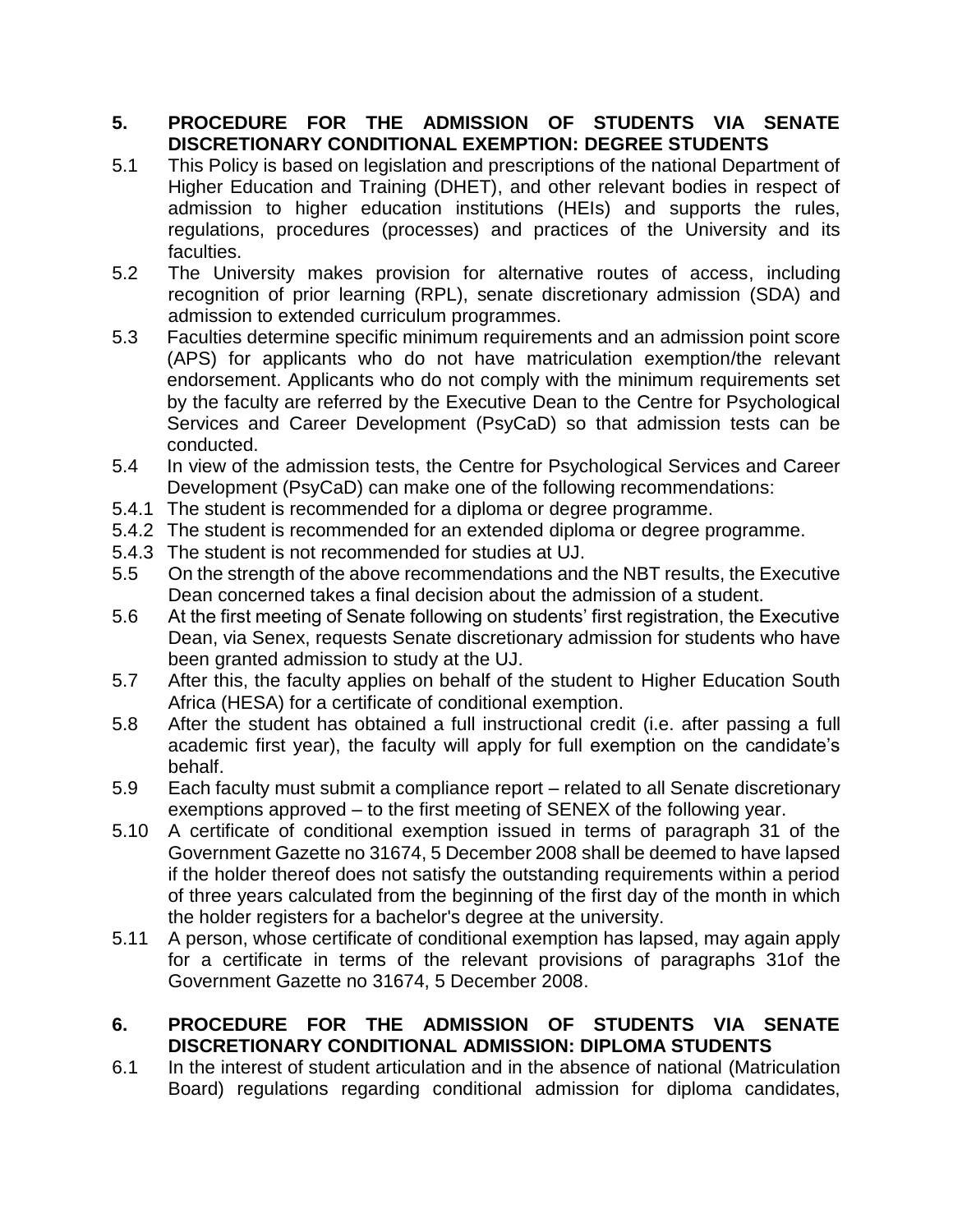## 5. PROCEDURE FOR THE ADMISSION OF STUDENTS VIA SENATE DISCRETIONARY CONDITIONAL EXEMPTION: DEGREE STUDENTS

5.1 This Policy is based on legislation and prescriptions of the national Department of Higher Education and Training (DHET), and other relevant bodies in respect of admission to higher education institutions (HEIs) and supports the rules, regulations, procedures (processes) and practices of the University and its faculties.

5.2 The University makes provision for alternative routes of access, including recognition of prior learning (RPL), senate discretionary admission (SDA) and admission to extended curriculum programmes.

5.3 Faculties determine specific minimum requirements and an admission point score (APS) for applicants who do not have matriculation exemption/the relevant endorsement. Applicants who do not comply with the minimum requirements set by the faculty are referred by the Executive Dean to the Centre for Psychological Services and Career Development (PsyCaD) so that admission tests can be conducted.

5.4 In view of the admission tests, the Centre for Psychological Services and Career Development (PsyCaD) can make one of the following recommendations:

5.4.1 The student is recommended for a diploma or degree programme.

5.4.2 The student is recommended for an extended diploma or degree programme.

5.4.3 The student is not recommended for studies at UJ.

5.5 On the strength of the above recommendations and the NBT results, the Executive Dean concerned takes a final decision about the admission of a student.

5.6 At the first meeting of Senate following on students' first registration, the Executive Dean, via Senex, requests Senate discretionary admission for students who have been granted admission to study at the UJ.

5.7 After this, the faculty applies on behalf of the student to Higher Education South Africa (HESA) for a certificate of conditional exemption.

5.8 After the student has obtained a full instructional credit (i.e. after passing a full academic first year), the faculty will apply for full exemption on the candidate's behalf.

5.9 Each faculty must submit a compliance report – related to all Senate discretionary exemptions approved – to the first meeting of SENEX of the following year.

5.10 A certificate of conditional exemption issued in terms of paragraph 31 of the Government Gazette no 31674, 5 December 2008 shall be deemed to have lapsed if the holder thereof does not satisfy the outstanding requirements within a period of three years calculated from the beginning of the first day of the month in which the holder registers for a bachelor's degree at the university.

5.11 A person, whose certificate of conditional exemption has lapsed, may again apply for a certificate in terms of the relevant provisions of paragraphs 31of the Government Gazette no 31674, 5 December 2008.

## 6. PROCEDURE FOR THE ADMISSION OF STUDENTS VIA SENATE DISCRETIONARY CONDITIONAL ADMISSION: DIPLOMA STUDENTS

6.1 In the interest of student articulation and in the absence of national (Matriculation Board) regulations regarding conditional admission for diploma candidates,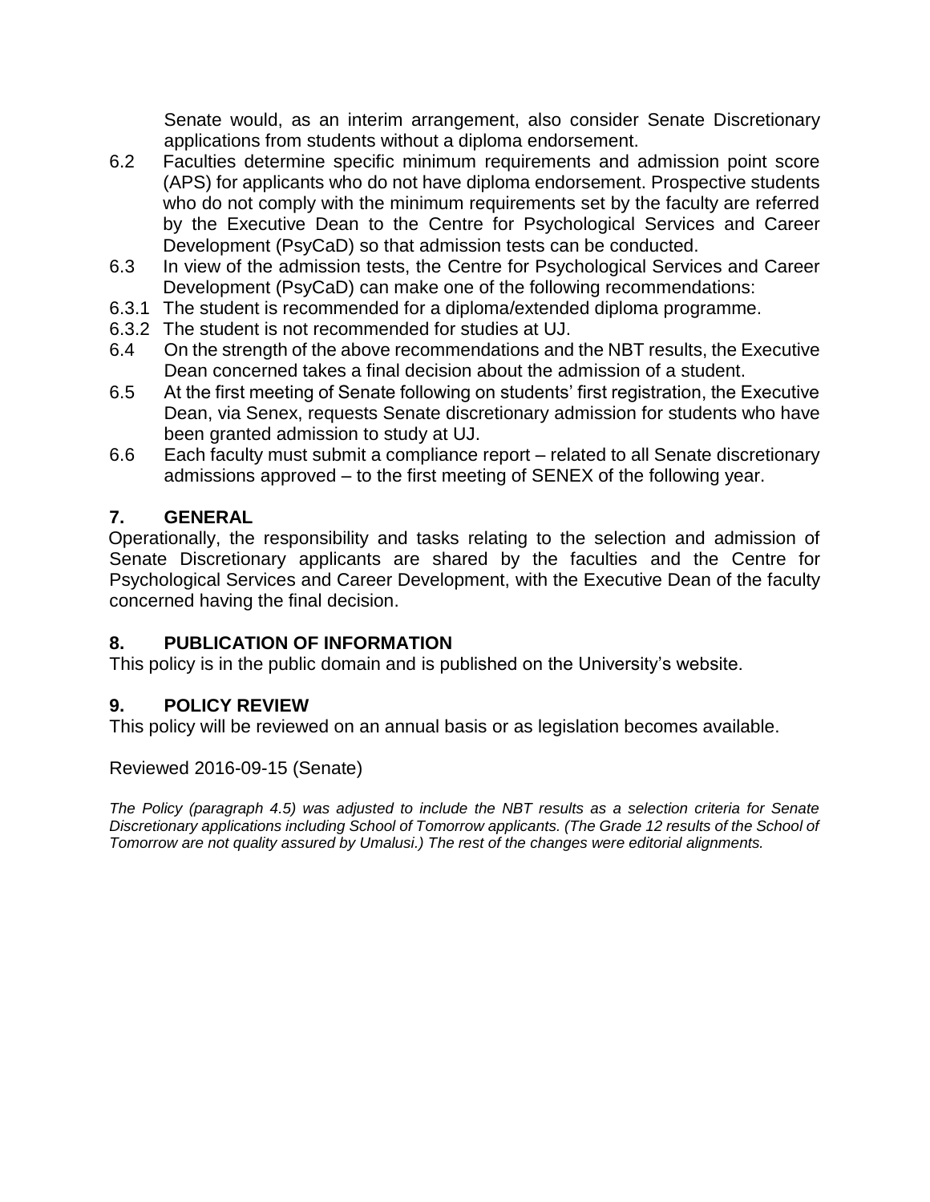Senate would, as an interim arrangement, also consider Senate Discretionary applications from students without a diploma endorsement.

6.2 Faculties determine specific minimum requirements and admission point score (APS) for applicants who do not have diploma endorsement. Prospective students who do not comply with the minimum requirements set by the faculty are referred by the Executive Dean to the Centre for Psychological Services and Career Development (PsyCaD) so that admission tests can be conducted.

6.3 In view of the admission tests, the Centre for Psychological Services and Career Development (PsyCaD) can make one of the following recommendations:

6.3.1 The student is recommended for a diploma/extended diploma programme.

6.3.2 The student is not recommended for studies at UJ.

6.4 On the strength of the above recommendations and the NBT results, the Executive Dean concerned takes a final decision about the admission of a student.

6.5 At the first meeting of Senate following on students' first registration, the Executive Dean, via Senex, requests Senate discretionary admission for students who have been granted admission to study at UJ.

6.6 Each faculty must submit a compliance report – related to all Senate discretionary admissions approved – to the first meeting of SENEX of the following year.

## 7. GENERAL

Operationally, the responsibility and tasks relating to the selection and admission of Senate Discretionary applicants are shared by the faculties and the Centre for Psychological Services and Career Development, with the Executive Dean of the faculty concerned having the final decision.

## 8. PUBLICATION OF INFORMATION

This policy is in the public domain and is published on the University's website.

## 9. POLICY REVIEW

This policy will be reviewed on an annual basis or as legislation becomes available.

Reviewed 2016-09-15 (Senate)

*The Policy (paragraph 4.5) was adjusted to include the NBT results as a selection criteria for Senate Discretionary applications including School of Tomorrow applicants. (The Grade 12 results of the School of Tomorrow are not quality assured by Umalusi.) The rest of the changes were editorial alignments.*